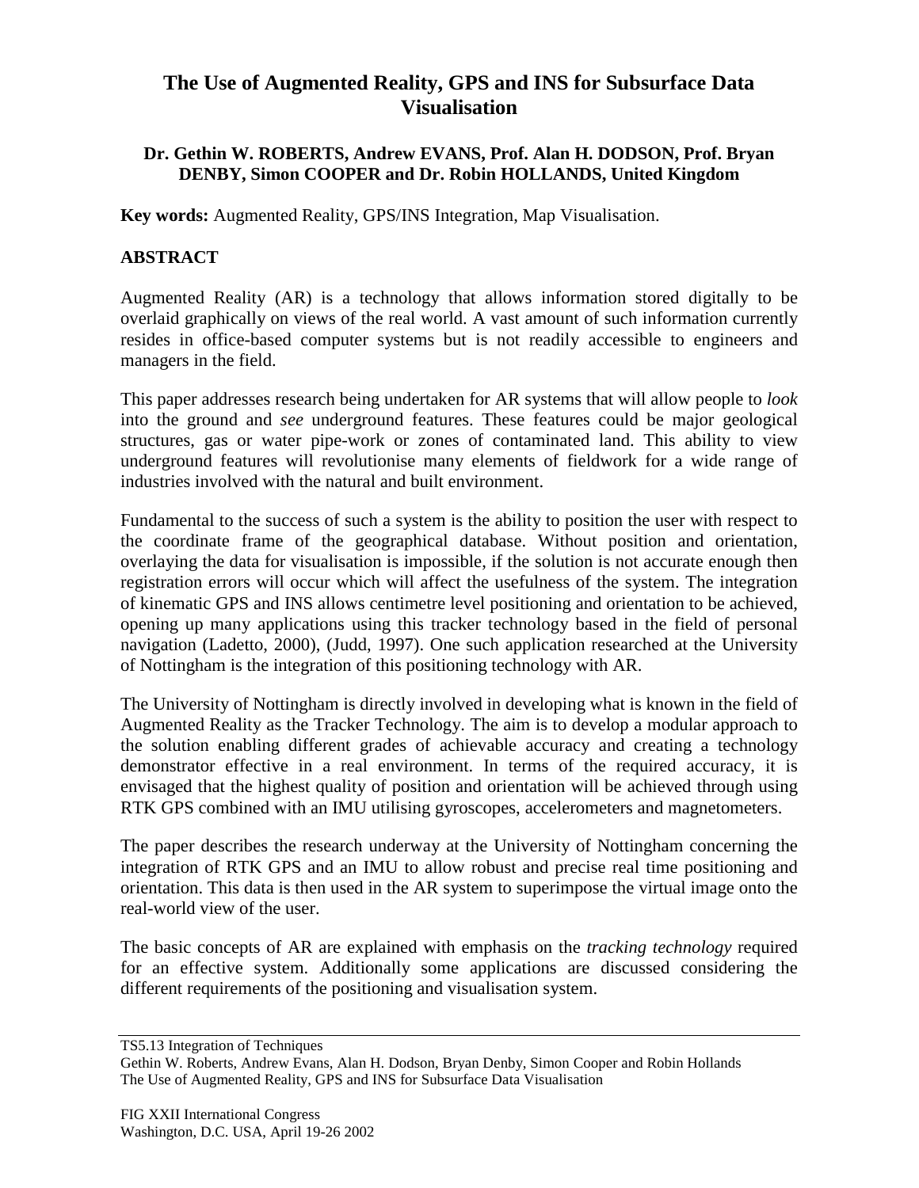# The Use of Augmented Reality, GPS and INS for Subsurface Data Visualisation

**Dr. Gethin W. ROBERTS, Andrew EVANS, Prof. Alan H. DODSON, Prof. Bryan DENBY, Simon COOPER and Dr. Robin HOLLANDS, United Kingdom**

**Key words:** Augmented Reality, GPS/INS Integration, Map Visualisation.

## ABSTRACT

Augmented Reality (AR) is a technology that allows information stored digitally to be overlaid graphically on views of the real world. A vast amount of such information currently resides in office-based computer systems but is not readily accessible to engineers and managers in the field.

This paper addresses research being undertaken for AR systems that will allow people to *look* into the ground and *see* underground features. These features could be major geological structures, gas or water pipe-work or zones of contaminated land. This ability to view underground features will revolutionise many elements of fieldwork for a wide range of industries involved with the natural and built environment.

Fundamental to the success of such a system is the ability to position the user with respect to the coordinate frame of the geographical database. Without position and orientation, overlaying the data for visualisation is impossible, if the solution is not accurate enough then registration errors will occur which will affect the usefulness of the system. The integration of kinematic GPS and INS allows centimetre level positioning and orientation to be achieved, opening up many applications using this tracker technology based in the field of personal navigation (Ladetto, 2000), (Judd, 1997). One such application researched at the University of Nottingham is the integration of this positioning technology with AR.

The University of Nottingham is directly involved in developing what is known in the field of Augmented Reality as the Tracker Technology. The aim is to develop a modular approach to the solution enabling different grades of achievable accuracy and creating a technology demonstrator effective in a real environment. In terms of the required accuracy, it is envisaged that the highest quality of position and orientation will be achieved through using RTK GPS combined with an IMU utilising gyroscopes, accelerometers and magnetometers.

The paper describes the research underway at the University of Nottingham concerning the integration of RTK GPS and an IMU to allow robust and precise real time positioning and orientation. This data is then used in the AR system to superimpose the virtual image onto the real-world view of the user.

The basic concepts of AR are explained with emphasis on the *tracking technology* required for an effective system. Additionally some applications are discussed considering the different requirements of the positioning and visualisation system.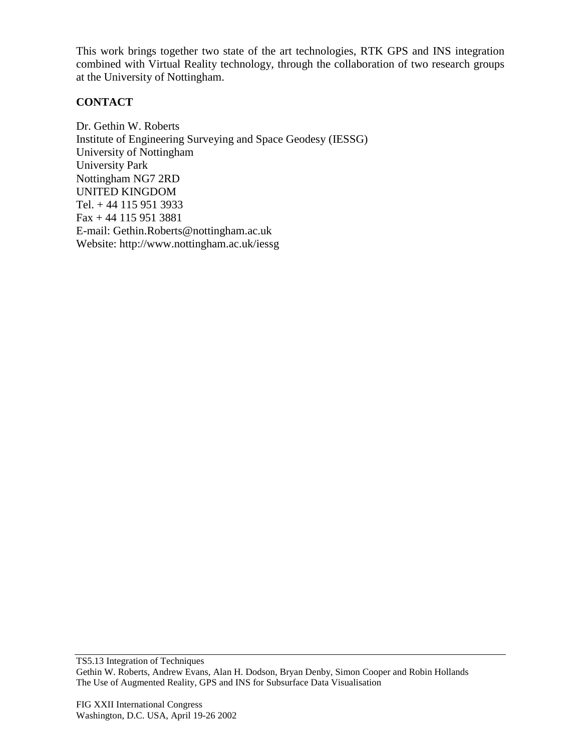This work brings together two state of the art technologies, RTK GPS and INS integration combined with Virtual Reality technology, through the collaboration of two research groups at the University of Nottingham.

## CONTACT

Dr. Gethin W. Roberts
Institute of Engineering Surveying and Space Geodesy (IESSG)
University of Nottingham
University Park
Nottingham NG7 2RD
UNITED KINGDOM
Tel. + 44 115 951 3933
Fax + 44 115 951 3881
E-mail: Gethin.Roberts@nottingham.ac.uk
Website: http://www.nottingham.ac.uk/iessg